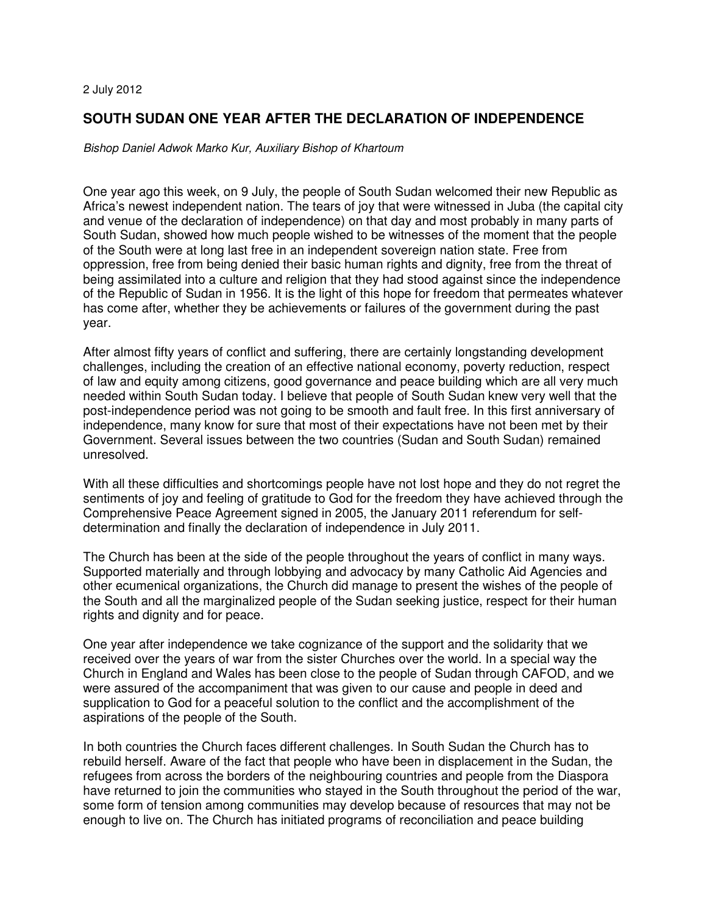2 July 2012

# SOUTH SUDAN ONE YEAR AFTER THE DECLARATION OF INDEPENDENCE

*Bishop Daniel Adwok Marko Kur, Auxiliary Bishop of Khartoum*

One year ago this week, on 9 July, the people of South Sudan welcomed their new Republic as Africa's newest independent nation. The tears of joy that were witnessed in Juba (the capital city and venue of the declaration of independence) on that day and most probably in many parts of South Sudan, showed how much people wished to be witnesses of the moment that the people of the South were at long last free in an independent sovereign nation state. Free from oppression, free from being denied their basic human rights and dignity, free from the threat of being assimilated into a culture and religion that they had stood against since the independence of the Republic of Sudan in 1956. It is the light of this hope for freedom that permeates whatever has come after, whether they be achievements or failures of the government during the past year.

After almost fifty years of conflict and suffering, there are certainly longstanding development challenges, including the creation of an effective national economy, poverty reduction, respect of law and equity among citizens, good governance and peace building which are all very much needed within South Sudan today. I believe that people of South Sudan knew very well that the post-independence period was not going to be smooth and fault free. In this first anniversary of independence, many know for sure that most of their expectations have not been met by their Government. Several issues between the two countries (Sudan and South Sudan) remained unresolved.

With all these difficulties and shortcomings people have not lost hope and they do not regret the sentiments of joy and feeling of gratitude to God for the freedom they have achieved through the Comprehensive Peace Agreement signed in 2005, the January 2011 referendum for self-determination and finally the declaration of independence in July 2011.

The Church has been at the side of the people throughout the years of conflict in many ways. Supported materially and through lobbying and advocacy by many Catholic Aid Agencies and other ecumenical organizations, the Church did manage to present the wishes of the people of the South and all the marginalized people of the Sudan seeking justice, respect for their human rights and dignity and for peace.

One year after independence we take cognizance of the support and the solidarity that we received over the years of war from the sister Churches over the world. In a special way the Church in England and Wales has been close to the people of Sudan through CAFOD, and we were assured of the accompaniment that was given to our cause and people in deed and supplication to God for a peaceful solution to the conflict and the accomplishment of the aspirations of the people of the South.

In both countries the Church faces different challenges. In South Sudan the Church has to rebuild herself. Aware of the fact that people who have been in displacement in the Sudan, the refugees from across the borders of the neighbouring countries and people from the Diaspora have returned to join the communities who stayed in the South throughout the period of the war, some form of tension among communities may develop because of resources that may not be enough to live on. The Church has initiated programs of reconciliation and peace building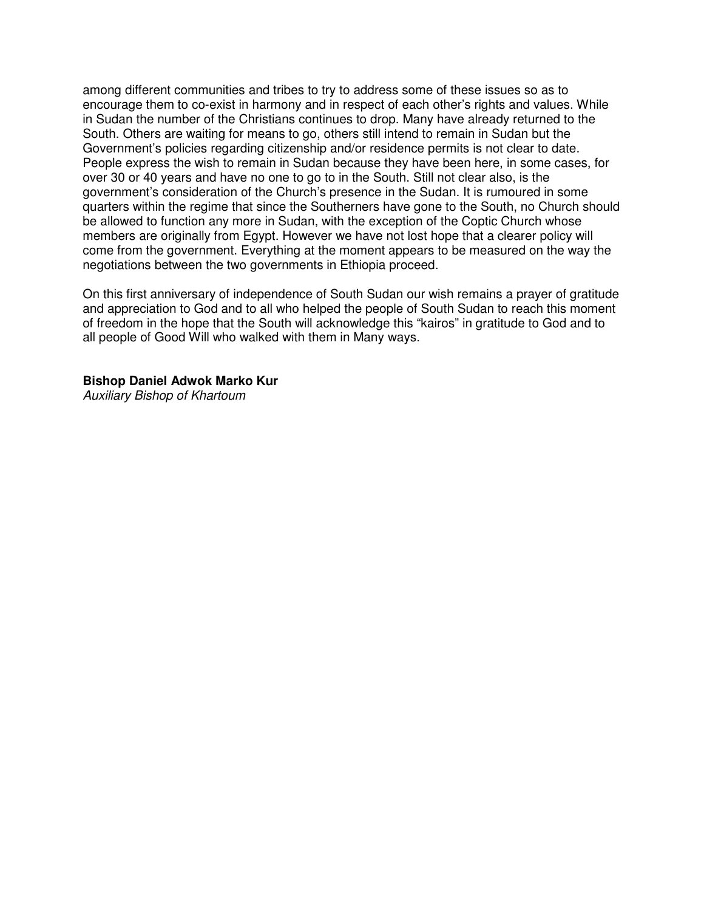among different communities and tribes to try to address some of these issues so as to encourage them to co-exist in harmony and in respect of each other's rights and values. While in Sudan the number of the Christians continues to drop. Many have already returned to the South. Others are waiting for means to go, others still intend to remain in Sudan but the Government's policies regarding citizenship and/or residence permits is not clear to date. People express the wish to remain in Sudan because they have been here, in some cases, for over 30 or 40 years and have no one to go to in the South. Still not clear also, is the government's consideration of the Church's presence in the Sudan. It is rumoured in some quarters within the regime that since the Southerners have gone to the South, no Church should be allowed to function any more in Sudan, with the exception of the Coptic Church whose members are originally from Egypt. However we have not lost hope that a clearer policy will come from the government. Everything at the moment appears to be measured on the way the negotiations between the two governments in Ethiopia proceed.

On this first anniversary of independence of South Sudan our wish remains a prayer of gratitude and appreciation to God and to all who helped the people of South Sudan to reach this moment of freedom in the hope that the South will acknowledge this "kairos" in gratitude to God and to all people of Good Will who walked with them in Many ways.

**Bishop Daniel Adwok Marko Kur**
*Auxiliary Bishop of Khartoum*